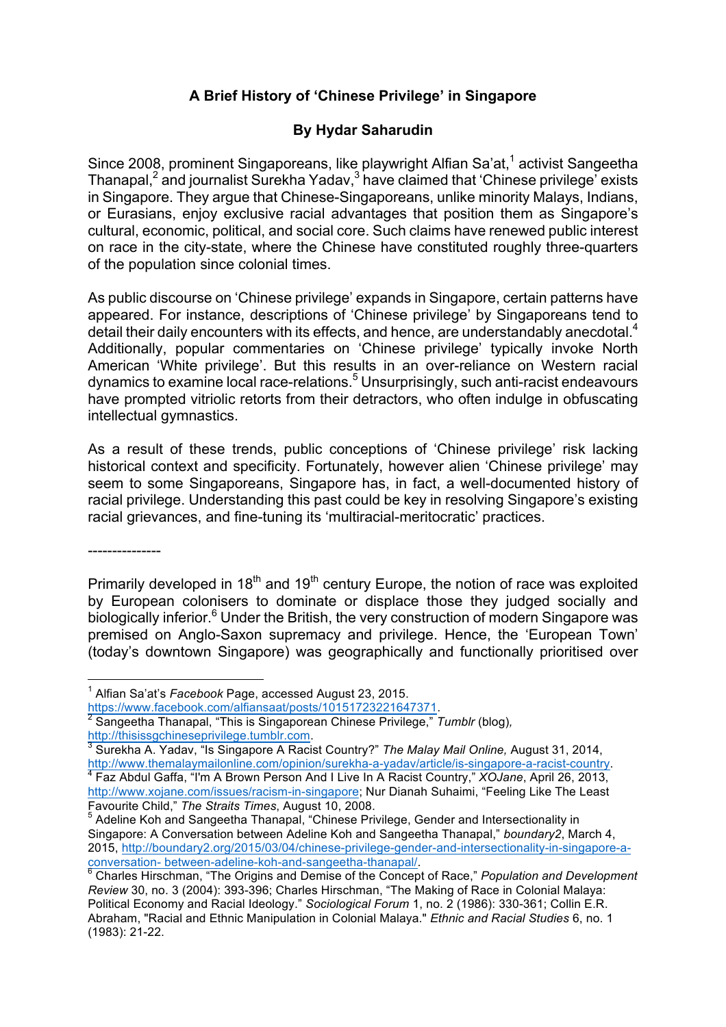**A Brief History of 'Chinese Privilege' in Singapore**

**By Hydar Saharudin**

Since 2008, prominent Singaporeans, like playwright Alfian Sa'at,[1] activist Sangeetha Thanapal,[2] and journalist Surekha Yadav,[3] have claimed that 'Chinese privilege' exists in Singapore. They argue that Chinese-Singaporeans, unlike minority Malays, Indians, or Eurasians, enjoy exclusive racial advantages that position them as Singapore's cultural, economic, political, and social core. Such claims have renewed public interest on race in the city-state, where the Chinese have constituted roughly three-quarters of the population since colonial times.

As public discourse on 'Chinese privilege' expands in Singapore, certain patterns have appeared. For instance, descriptions of 'Chinese privilege' by Singaporeans tend to detail their daily encounters with its effects, and hence, are understandably anecdotal.[4] Additionally, popular commentaries on 'Chinese privilege' typically invoke North American 'White privilege'. But this results in an over-reliance on Western racial dynamics to examine local race-relations.[5] Unsurprisingly, such anti-racist endeavours have prompted vitriolic retorts from their detractors, who often indulge in obfuscating intellectual gymnastics.

As a result of these trends, public conceptions of 'Chinese privilege' risk lacking historical context and specificity. Fortunately, however alien 'Chinese privilege' may seem to some Singaporeans, Singapore has, in fact, a well-documented history of racial privilege. Understanding this past could be key in resolving Singapore's existing racial grievances, and fine-tuning its 'multiracial-meritocratic' practices.

---------------

Primarily developed in 18th and 19th century Europe, the notion of race was exploited by European colonisers to dominate or displace those they judged socially and biologically inferior.[6] Under the British, the very construction of modern Singapore was premised on Anglo-Saxon supremacy and privilege. Hence, the 'European Town' (today's downtown Singapore) was geographically and functionally prioritised over

---

[1] Alfian Sa'at's *Facebook* Page, accessed August 23, 2015. https://www.facebook.com/alfiansaat/posts/10151723221647371.

[2] Sangeetha Thanapal, "This is Singaporean Chinese Privilege," *Tumblr* (blog), http://thisissgchineseprivilege.tumblr.com.

[3] Surekha A. Yadav, "Is Singapore A Racist Country?" *The Malay Mail Online,* August 31, 2014, http://www.themalaymailonline.com/opinion/surekha-a-yadav/article/is-singapore-a-racist-country.

[4] Faz Abdul Gaffa, "I'm A Brown Person And I Live In A Racist Country," *XOJane*, April 26, 2013, http://www.xojane.com/issues/racism-in-singapore; Nur Dianah Suhaimi, "Feeling Like The Least Favourite Child," *The Straits Times*, August 10, 2008.

[5] Adeline Koh and Sangeetha Thanapal, "Chinese Privilege, Gender and Intersectionality in Singapore: A Conversation between Adeline Koh and Sangeetha Thanapal," *boundary2*, March 4, 2015, http://boundary2.org/2015/03/04/chinese-privilege-gender-and-intersectionality-in-singapore-a-conversation- between-adeline-koh-and-sangeetha-thanapal/.

[6] Charles Hirschman, "The Origins and Demise of the Concept of Race," *Population and Development Review* 30, no. 3 (2004): 393-396; Charles Hirschman, "The Making of Race in Colonial Malaya: Political Economy and Racial Ideology." *Sociological Forum* 1, no. 2 (1986): 330-361; Collin E.R. Abraham, "Racial and Ethnic Manipulation in Colonial Malaya." *Ethnic and Racial Studies* 6, no. 1 (1983): 21-22.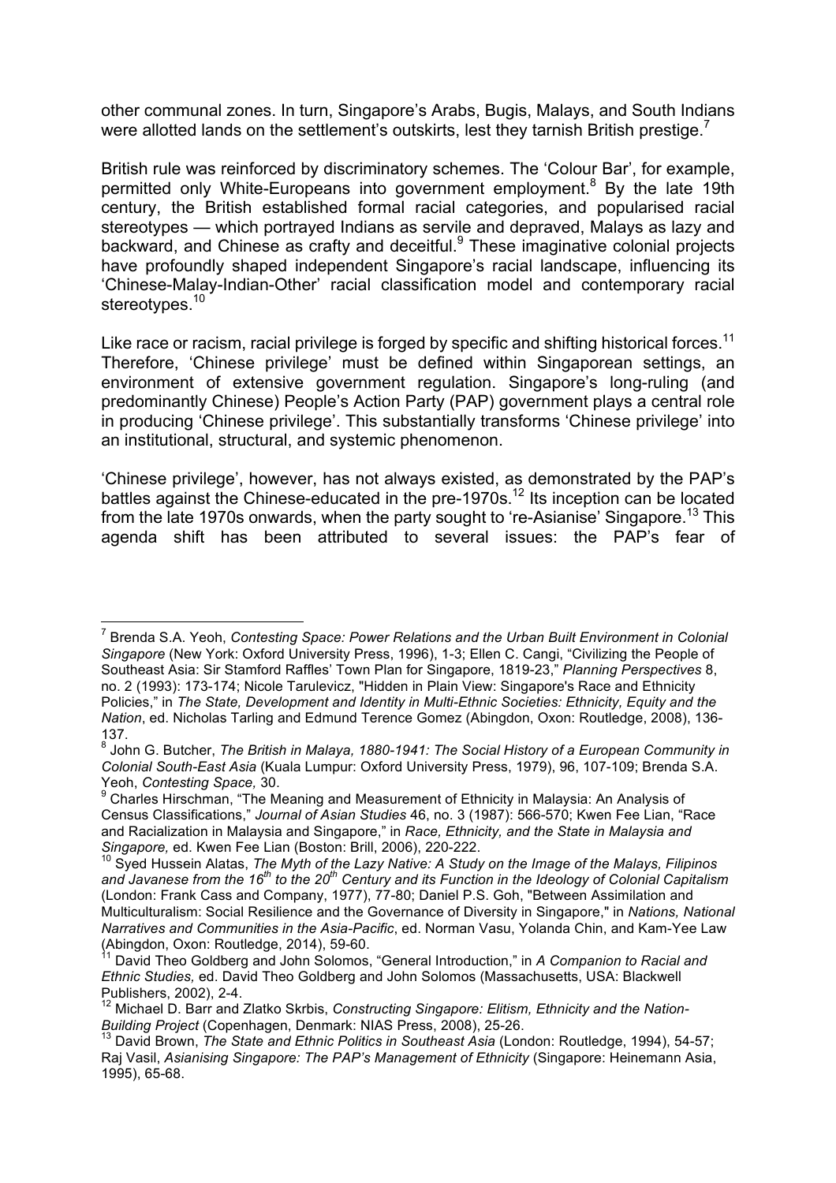other communal zones. In turn, Singapore's Arabs, Bugis, Malays, and South Indians were allotted lands on the settlement's outskirts, lest they tarnish British prestige.[7]

British rule was reinforced by discriminatory schemes. The 'Colour Bar', for example, permitted only White-Europeans into government employment.[8] By the late 19th century, the British established formal racial categories, and popularised racial stereotypes — which portrayed Indians as servile and depraved, Malays as lazy and backward, and Chinese as crafty and deceitful.[9] These imaginative colonial projects have profoundly shaped independent Singapore's racial landscape, influencing its 'Chinese-Malay-Indian-Other' racial classification model and contemporary racial stereotypes.[10]

Like race or racism, racial privilege is forged by specific and shifting historical forces.[11] Therefore, 'Chinese privilege' must be defined within Singaporean settings, an environment of extensive government regulation. Singapore's long-ruling (and predominantly Chinese) People's Action Party (PAP) government plays a central role in producing 'Chinese privilege'. This substantially transforms 'Chinese privilege' into an institutional, structural, and systemic phenomenon.

'Chinese privilege', however, has not always existed, as demonstrated by the PAP's battles against the Chinese-educated in the pre-1970s.[12] Its inception can be located from the late 1970s onwards, when the party sought to 're-Asianise' Singapore.[13] This agenda shift has been attributed to several issues: the PAP's fear of

---

[7] Brenda S.A. Yeoh, *Contesting Space: Power Relations and the Urban Built Environment in Colonial Singapore* (New York: Oxford University Press, 1996), 1-3; Ellen C. Cangi, "Civilizing the People of Southeast Asia: Sir Stamford Raffles' Town Plan for Singapore, 1819-23," *Planning Perspectives* 8, no. 2 (1993): 173-174; Nicole Tarulevicz, "Hidden in Plain View: Singapore's Race and Ethnicity Policies," in *The State, Development and Identity in Multi-Ethnic Societies: Ethnicity, Equity and the Nation*, ed. Nicholas Tarling and Edmund Terence Gomez (Abingdon, Oxon: Routledge, 2008), 136-137.

[8] John G. Butcher, *The British in Malaya, 1880-1941: The Social History of a European Community in Colonial South-East Asia* (Kuala Lumpur: Oxford University Press, 1979), 96, 107-109; Brenda S.A. Yeoh, *Contesting Space,* 30.

[9] Charles Hirschman, "The Meaning and Measurement of Ethnicity in Malaysia: An Analysis of Census Classifications," *Journal of Asian Studies* 46, no. 3 (1987): 566-570; Kwen Fee Lian, "Race and Racialization in Malaysia and Singapore," in *Race, Ethnicity, and the State in Malaysia and Singapore,* ed. Kwen Fee Lian (Boston: Brill, 2006), 220-222.

[10] Syed Hussein Alatas, *The Myth of the Lazy Native: A Study on the Image of the Malays, Filipinos and Javanese from the 16th to the 20th Century and its Function in the Ideology of Colonial Capitalism* (London: Frank Cass and Company, 1977), 77-80; Daniel P.S. Goh, "Between Assimilation and Multiculturalism: Social Resilience and the Governance of Diversity in Singapore," in *Nations, National Narratives and Communities in the Asia-Pacific*, ed. Norman Vasu, Yolanda Chin, and Kam-Yee Law (Abingdon, Oxon: Routledge, 2014), 59-60.

[11] David Theo Goldberg and John Solomos, "General Introduction," in *A Companion to Racial and Ethnic Studies,* ed. David Theo Goldberg and John Solomos (Massachusetts, USA: Blackwell Publishers, 2002), 2-4.

[12] Michael D. Barr and Zlatko Skrbis, *Constructing Singapore: Elitism, Ethnicity and the Nation-Building Project* (Copenhagen, Denmark: NIAS Press, 2008), 25-26.

[13] David Brown, *The State and Ethnic Politics in Southeast Asia* (London: Routledge, 1994), 54-57; Raj Vasil, *Asianising Singapore: The PAP's Management of Ethnicity* (Singapore: Heinemann Asia, 1995), 65-68.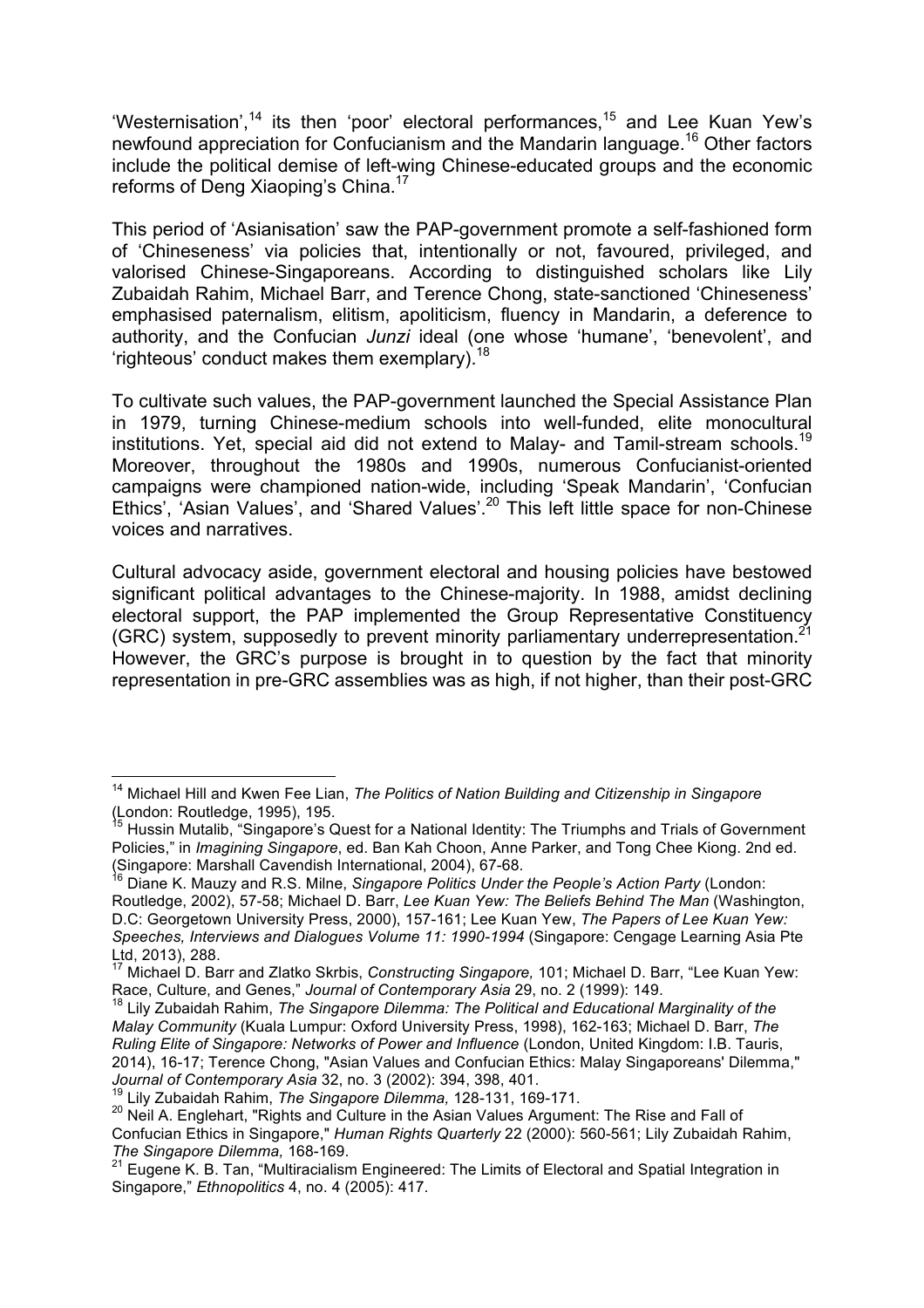'Westernisation',[14] its then 'poor' electoral performances,[15] and Lee Kuan Yew's newfound appreciation for Confucianism and the Mandarin language.[16] Other factors include the political demise of left-wing Chinese-educated groups and the economic reforms of Deng Xiaoping's China.[17]

This period of 'Asianisation' saw the PAP-government promote a self-fashioned form of 'Chineseness' via policies that, intentionally or not, favoured, privileged, and valorised Chinese-Singaporeans. According to distinguished scholars like Lily Zubaidah Rahim, Michael Barr, and Terence Chong, state-sanctioned 'Chineseness' emphasised paternalism, elitism, apoliticism, fluency in Mandarin, a deference to authority, and the Confucian *Junzi* ideal (one whose 'humane', 'benevolent', and 'righteous' conduct makes them exemplary).[18]

To cultivate such values, the PAP-government launched the Special Assistance Plan in 1979, turning Chinese-medium schools into well-funded, elite monocultural institutions. Yet, special aid did not extend to Malay- and Tamil-stream schools.[19] Moreover, throughout the 1980s and 1990s, numerous Confucianist-oriented campaigns were championed nation-wide, including 'Speak Mandarin', 'Confucian Ethics', 'Asian Values', and 'Shared Values'.[20] This left little space for non-Chinese voices and narratives.

Cultural advocacy aside, government electoral and housing policies have bestowed significant political advantages to the Chinese-majority. In 1988, amidst declining electoral support, the PAP implemented the Group Representative Constituency (GRC) system, supposedly to prevent minority parliamentary underrepresentation.[21] However, the GRC's purpose is brought in to question by the fact that minority representation in pre-GRC assemblies was as high, if not higher, than their post-GRC

---

[14] Michael Hill and Kwen Fee Lian, *The Politics of Nation Building and Citizenship in Singapore* (London: Routledge, 1995), 195.

[15] Hussin Mutalib, "Singapore's Quest for a National Identity: The Triumphs and Trials of Government Policies," in *Imagining Singapore*, ed. Ban Kah Choon, Anne Parker, and Tong Chee Kiong. 2nd ed. (Singapore: Marshall Cavendish International, 2004), 67-68.

[16] Diane K. Mauzy and R.S. Milne, *Singapore Politics Under the People's Action Party* (London: Routledge, 2002), 57-58; Michael D. Barr, *Lee Kuan Yew: The Beliefs Behind The Man* (Washington, D.C: Georgetown University Press, 2000), 157-161; Lee Kuan Yew, *The Papers of Lee Kuan Yew: Speeches, Interviews and Dialogues Volume 11: 1990-1994* (Singapore: Cengage Learning Asia Pte Ltd, 2013), 288.

[17] Michael D. Barr and Zlatko Skrbis, *Constructing Singapore,* 101; Michael D. Barr, "Lee Kuan Yew: Race, Culture, and Genes," *Journal of Contemporary Asia* 29, no. 2 (1999): 149.

[18] Lily Zubaidah Rahim, *The Singapore Dilemma: The Political and Educational Marginality of the Malay Community* (Kuala Lumpur: Oxford University Press, 1998), 162-163; Michael D. Barr, *The Ruling Elite of Singapore: Networks of Power and Influence* (London, United Kingdom: I.B. Tauris, 2014), 16-17; Terence Chong, "Asian Values and Confucian Ethics: Malay Singaporeans' Dilemma," *Journal of Contemporary Asia* 32, no. 3 (2002): 394, 398, 401.

[19] Lily Zubaidah Rahim, *The Singapore Dilemma,* 128-131, 169-171.

[20] Neil A. Englehart, "Rights and Culture in the Asian Values Argument: The Rise and Fall of Confucian Ethics in Singapore," *Human Rights Quarterly* 22 (2000): 560-561; Lily Zubaidah Rahim, *The Singapore Dilemma,* 168-169.

[21] Eugene K. B. Tan, "Multiracialism Engineered: The Limits of Electoral and Spatial Integration in Singapore," *Ethnopolitics* 4, no. 4 (2005): 417.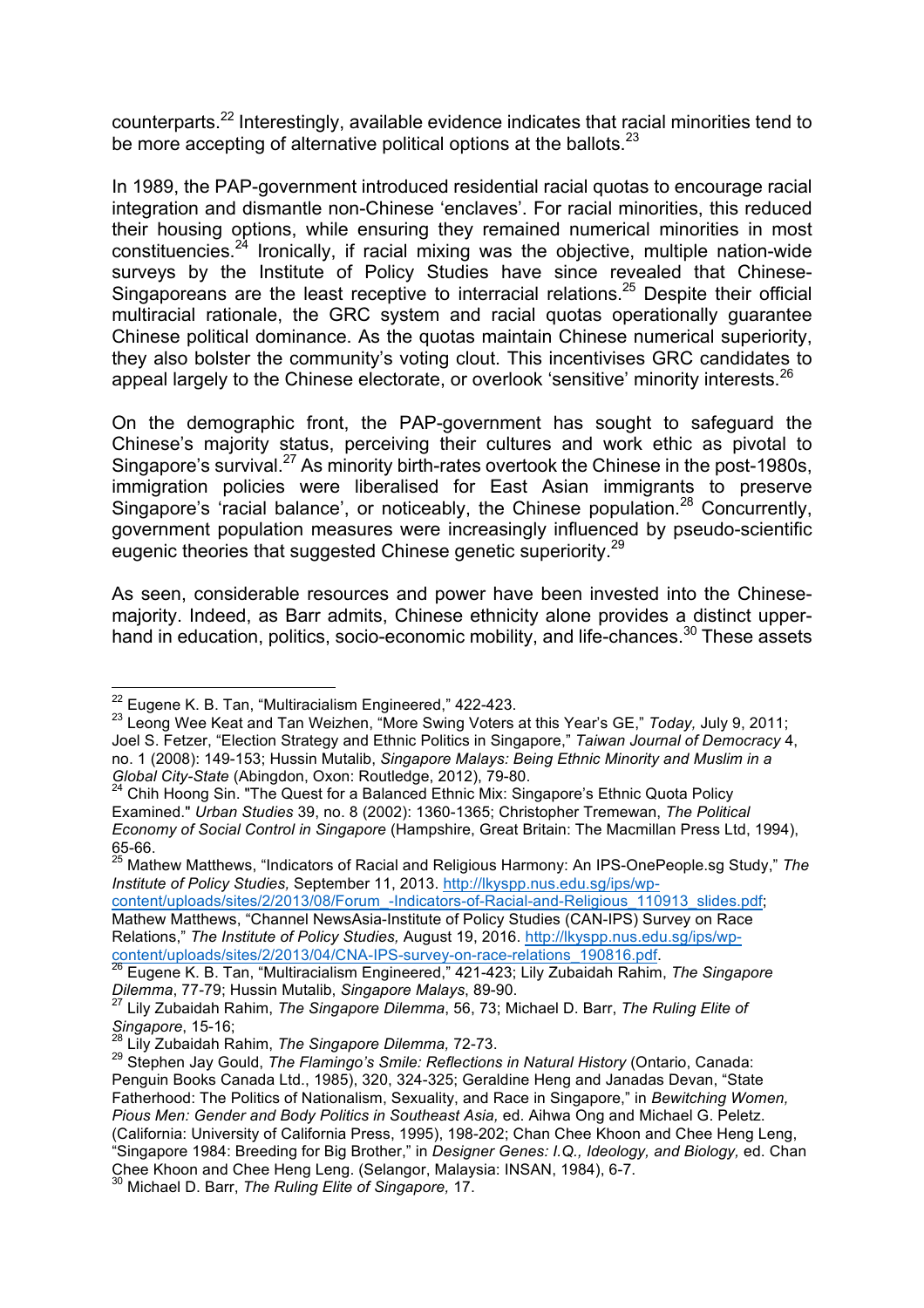counterparts.[22] Interestingly, available evidence indicates that racial minorities tend to be more accepting of alternative political options at the ballots.[23]

In 1989, the PAP-government introduced residential racial quotas to encourage racial integration and dismantle non-Chinese 'enclaves'. For racial minorities, this reduced their housing options, while ensuring they remained numerical minorities in most constituencies.[24] Ironically, if racial mixing was the objective, multiple nation-wide surveys by the Institute of Policy Studies have since revealed that Chinese-Singaporeans are the least receptive to interracial relations.[25] Despite their official multiracial rationale, the GRC system and racial quotas operationally guarantee Chinese political dominance. As the quotas maintain Chinese numerical superiority, they also bolster the community's voting clout. This incentivises GRC candidates to appeal largely to the Chinese electorate, or overlook 'sensitive' minority interests.[26]

On the demographic front, the PAP-government has sought to safeguard the Chinese's majority status, perceiving their cultures and work ethic as pivotal to Singapore's survival.[27] As minority birth-rates overtook the Chinese in the post-1980s, immigration policies were liberalised for East Asian immigrants to preserve Singapore's 'racial balance', or noticeably, the Chinese population.[28] Concurrently, government population measures were increasingly influenced by pseudo-scientific eugenic theories that suggested Chinese genetic superiority.[29]

As seen, considerable resources and power have been invested into the Chinese-majority. Indeed, as Barr admits, Chinese ethnicity alone provides a distinct upper-hand in education, politics, socio-economic mobility, and life-chances.[30] These assets

---

[22] Eugene K. B. Tan, "Multiracialism Engineered," 422-423.

[23] Leong Wee Keat and Tan Weizhen, "More Swing Voters at this Year's GE," *Today,* July 9, 2011; Joel S. Fetzer, "Election Strategy and Ethnic Politics in Singapore," *Taiwan Journal of Democracy* 4, no. 1 (2008): 149-153; Hussin Mutalib, *Singapore Malays: Being Ethnic Minority and Muslim in a Global City-State* (Abingdon, Oxon: Routledge, 2012), 79-80.

[24] Chih Hoong Sin. "The Quest for a Balanced Ethnic Mix: Singapore's Ethnic Quota Policy Examined." *Urban Studies* 39, no. 8 (2002): 1360-1365; Christopher Tremewan, *The Political Economy of Social Control in Singapore* (Hampshire, Great Britain: The Macmillan Press Ltd, 1994), 65-66.

[25] Mathew Matthews, "Indicators of Racial and Religious Harmony: An IPS-OnePeople.sg Study," *The Institute of Policy Studies,* September 11, 2013. http://lkyspp.nus.edu.sg/ips/wp-content/uploads/sites/2/2013/08/Forum_-Indicators-of-Racial-and-Religious_110913_slides.pdf; Mathew Matthews, "Channel NewsAsia-Institute of Policy Studies (CAN-IPS) Survey on Race Relations," *The Institute of Policy Studies,* August 19, 2016. http://lkyspp.nus.edu.sg/ips/wp-content/uploads/sites/2/2013/04/CNA-IPS-survey-on-race-relations_190816.pdf.

[26] Eugene K. B. Tan, "Multiracialism Engineered," 421-423; Lily Zubaidah Rahim, *The Singapore Dilemma*, 77-79; Hussin Mutalib, *Singapore Malays*, 89-90.

[27] Lily Zubaidah Rahim, *The Singapore Dilemma*, 56, 73; Michael D. Barr, *The Ruling Elite of Singapore*, 15-16;

[28] Lily Zubaidah Rahim, *The Singapore Dilemma,* 72-73.

[29] Stephen Jay Gould, *The Flamingo's Smile: Reflections in Natural History* (Ontario, Canada: Penguin Books Canada Ltd., 1985), 320, 324-325; Geraldine Heng and Janadas Devan, "State Fatherhood: The Politics of Nationalism, Sexuality, and Race in Singapore," in *Bewitching Women, Pious Men: Gender and Body Politics in Southeast Asia,* ed. Aihwa Ong and Michael G. Peletz. (California: University of California Press, 1995), 198-202; Chan Chee Khoon and Chee Heng Leng, "Singapore 1984: Breeding for Big Brother," in *Designer Genes: I.Q., Ideology, and Biology,* ed. Chan Chee Khoon and Chee Heng Leng. (Selangor, Malaysia: INSAN, 1984), 6-7.

[30] Michael D. Barr, *The Ruling Elite of Singapore,* 17.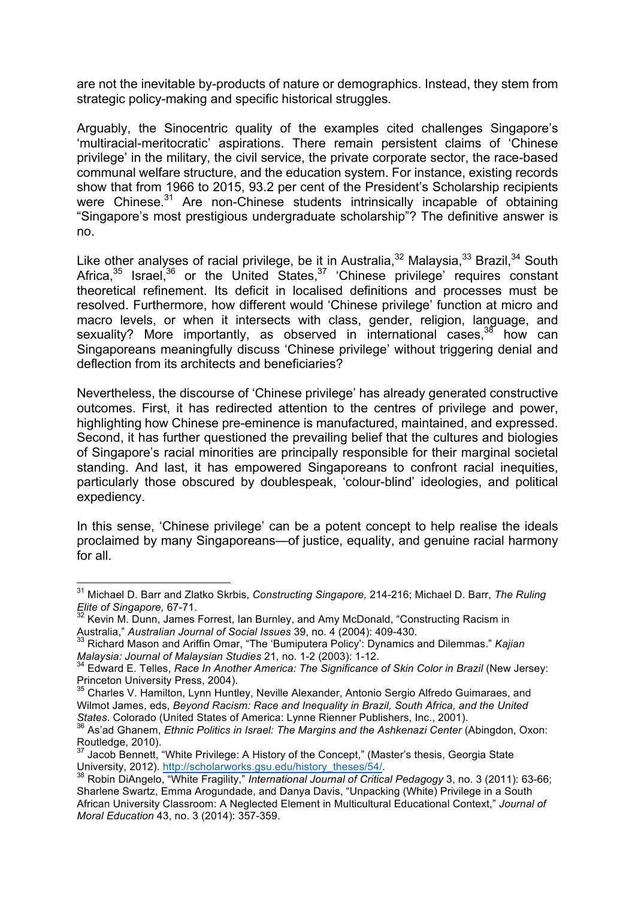are not the inevitable by-products of nature or demographics. Instead, they stem from strategic policy-making and specific historical struggles.

Arguably, the Sinocentric quality of the examples cited challenges Singapore's 'multiracial-meritocratic' aspirations. There remain persistent claims of 'Chinese privilege' in the military, the civil service, the private corporate sector, the race-based communal welfare structure, and the education system. For instance, existing records show that from 1966 to 2015, 93.2 per cent of the President's Scholarship recipients were Chinese.[31] Are non-Chinese students intrinsically incapable of obtaining "Singapore's most prestigious undergraduate scholarship"? The definitive answer is no.

Like other analyses of racial privilege, be it in Australia,[32] Malaysia,[33] Brazil,[34] South Africa,[35] Israel,[36] or the United States,[37] 'Chinese privilege' requires constant theoretical refinement. Its deficit in localised definitions and processes must be resolved. Furthermore, how different would 'Chinese privilege' function at micro and macro levels, or when it intersects with class, gender, religion, language, and sexuality? More importantly, as observed in international cases,[38] how can Singaporeans meaningfully discuss 'Chinese privilege' without triggering denial and deflection from its architects and beneficiaries?

Nevertheless, the discourse of 'Chinese privilege' has already generated constructive outcomes. First, it has redirected attention to the centres of privilege and power, highlighting how Chinese pre-eminence is manufactured, maintained, and expressed. Second, it has further questioned the prevailing belief that the cultures and biologies of Singapore's racial minorities are principally responsible for their marginal societal standing. And last, it has empowered Singaporeans to confront racial inequities, particularly those obscured by doublespeak, 'colour-blind' ideologies, and political expediency.

In this sense, 'Chinese privilege' can be a potent concept to help realise the ideals proclaimed by many Singaporeans—of justice, equality, and genuine racial harmony for all.

---

[31] Michael D. Barr and Zlatko Skrbis, *Constructing Singapore,* 214-216; Michael D. Barr, *The Ruling Elite of Singapore,* 67-71.

[32] Kevin M. Dunn, James Forrest, Ian Burnley, and Amy McDonald, "Constructing Racism in Australia," *Australian Journal of Social Issues* 39, no. 4 (2004): 409-430.

[33] Richard Mason and Ariffin Omar, "The 'Bumiputera Policy': Dynamics and Dilemmas." *Kajian Malaysia: Journal of Malaysian Studies* 21, no. 1-2 (2003): 1-12.

[34] Edward E. Telles, *Race In Another America: The Significance of Skin Color in Brazil* (New Jersey: Princeton University Press, 2004).

[35] Charles V. Hamilton, Lynn Huntley, Neville Alexander, Antonio Sergio Alfredo Guimaraes, and Wilmot James, eds, *Beyond Racism: Race and Inequality in Brazil, South Africa, and the United States*. Colorado (United States of America: Lynne Rienner Publishers, Inc., 2001).

[36] As'ad Ghanem, *Ethnic Politics in Israel: The Margins and the Ashkenazi Center* (Abingdon, Oxon: Routledge, 2010).

[37] Jacob Bennett, "White Privilege: A History of the Concept," (Master's thesis, Georgia State University, 2012). http://scholarworks.gsu.edu/history_theses/54/.

[38] Robin DiAngelo, "White Fragility," *International Journal of Critical Pedagogy* 3, no. 3 (2011): 63-66; Sharlene Swartz, Emma Arogundade, and Danya Davis, "Unpacking (White) Privilege in a South African University Classroom: A Neglected Element in Multicultural Educational Context," *Journal of Moral Education* 43, no. 3 (2014): 357-359.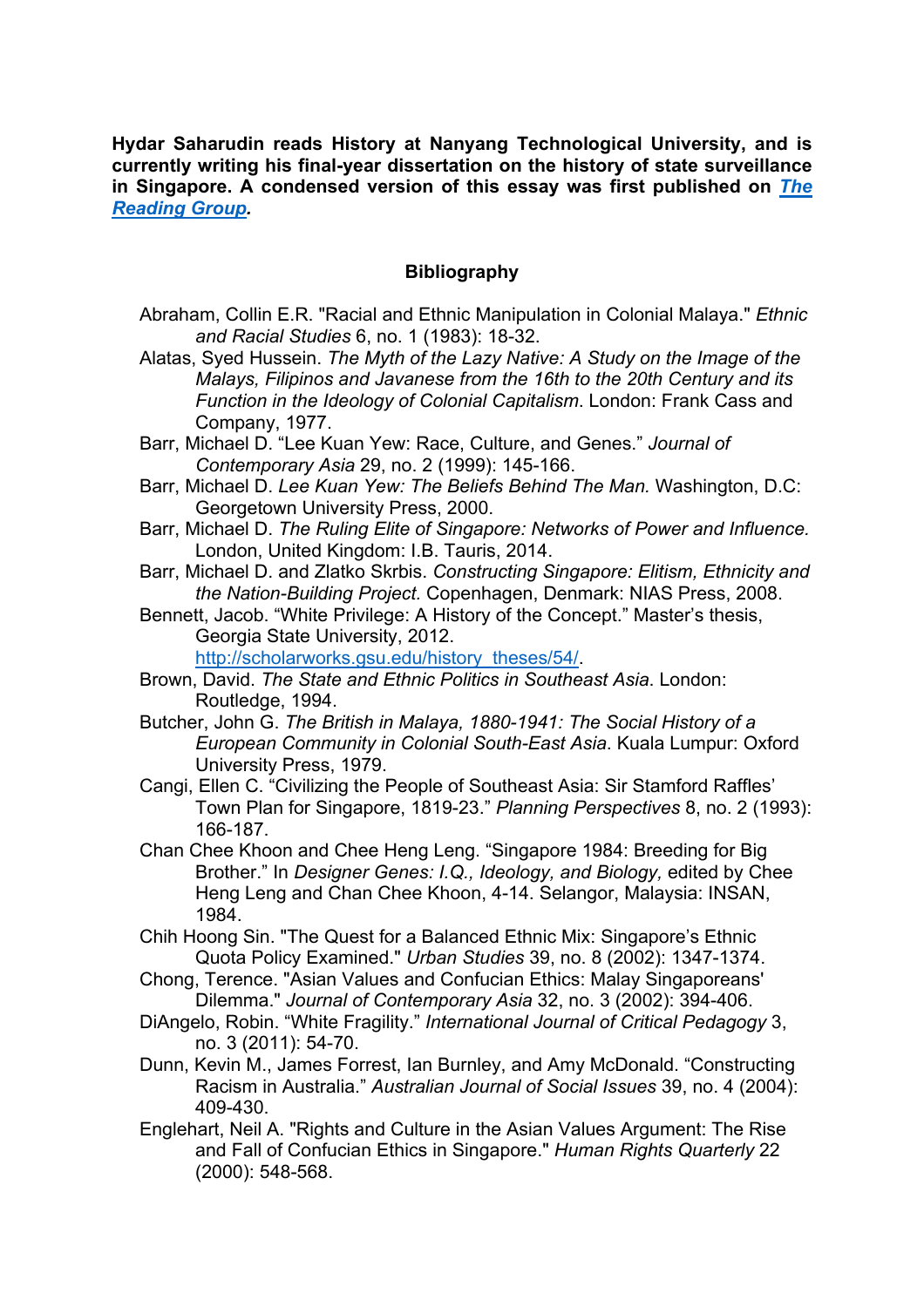**Hydar Saharudin reads History at Nanyang Technological University, and is currently writing his final-year dissertation on the history of state surveillance in Singapore. A condensed version of this essay was first published on *[The Reading Group](#)*.**

## Bibliography

Abraham, Collin E.R. "Racial and Ethnic Manipulation in Colonial Malaya." *Ethnic and Racial Studies* 6, no. 1 (1983): 18-32.

Alatas, Syed Hussein. *The Myth of the Lazy Native: A Study on the Image of the Malays, Filipinos and Javanese from the 16th to the 20th Century and its Function in the Ideology of Colonial Capitalism*. London: Frank Cass and Company, 1977.

Barr, Michael D. "Lee Kuan Yew: Race, Culture, and Genes." *Journal of Contemporary Asia* 29, no. 2 (1999): 145-166.

Barr, Michael D. *Lee Kuan Yew: The Beliefs Behind The Man.* Washington, D.C: Georgetown University Press, 2000.

Barr, Michael D. *The Ruling Elite of Singapore: Networks of Power and Influence.* London, United Kingdom: I.B. Tauris, 2014.

Barr, Michael D. and Zlatko Skrbis. *Constructing Singapore: Elitism, Ethnicity and the Nation-Building Project.* Copenhagen, Denmark: NIAS Press, 2008.

Bennett, Jacob. "White Privilege: A History of the Concept." Master's thesis, Georgia State University, 2012. http://scholarworks.gsu.edu/history_theses/54/.

Brown, David. *The State and Ethnic Politics in Southeast Asia*. London: Routledge, 1994.

Butcher, John G. *The British in Malaya, 1880-1941: The Social History of a European Community in Colonial South-East Asia*. Kuala Lumpur: Oxford University Press, 1979.

Cangi, Ellen C. "Civilizing the People of Southeast Asia: Sir Stamford Raffles' Town Plan for Singapore, 1819-23." *Planning Perspectives* 8, no. 2 (1993): 166-187.

Chan Chee Khoon and Chee Heng Leng. "Singapore 1984: Breeding for Big Brother." In *Designer Genes: I.Q., Ideology, and Biology,* edited by Chee Heng Leng and Chan Chee Khoon, 4-14. Selangor, Malaysia: INSAN, 1984.

Chih Hoong Sin. "The Quest for a Balanced Ethnic Mix: Singapore's Ethnic Quota Policy Examined." *Urban Studies* 39, no. 8 (2002): 1347-1374.

Chong, Terence. "Asian Values and Confucian Ethics: Malay Singaporeans' Dilemma." *Journal of Contemporary Asia* 32, no. 3 (2002): 394-406.

DiAngelo, Robin. "White Fragility." *International Journal of Critical Pedagogy* 3, no. 3 (2011): 54-70.

Dunn, Kevin M., James Forrest, Ian Burnley, and Amy McDonald. "Constructing Racism in Australia." *Australian Journal of Social Issues* 39, no. 4 (2004): 409-430.

Englehart, Neil A. "Rights and Culture in the Asian Values Argument: The Rise and Fall of Confucian Ethics in Singapore." *Human Rights Quarterly* 22 (2000): 548-568.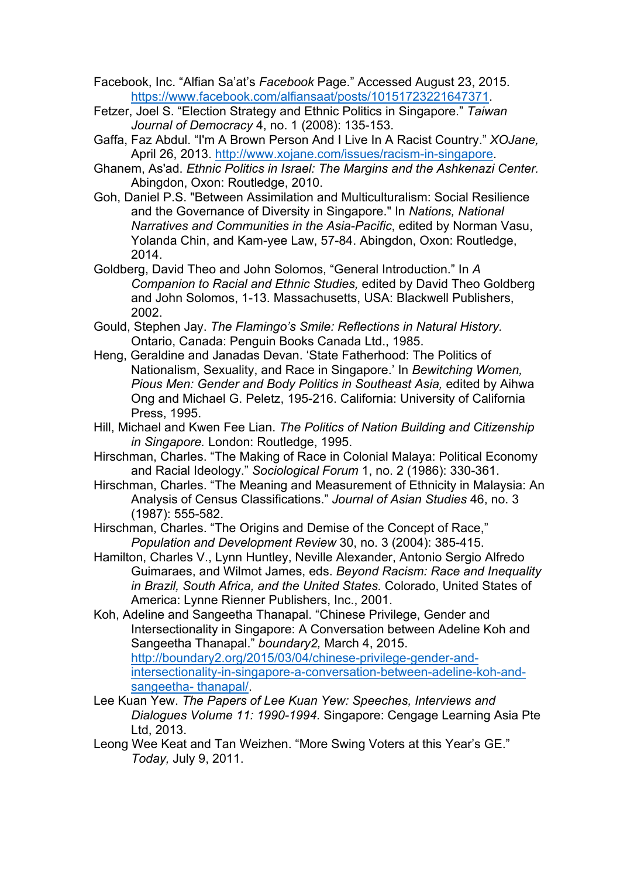Facebook, Inc. "Alfian Sa'at's *Facebook* Page." Accessed August 23, 2015. https://www.facebook.com/alfiansaat/posts/10151723221647371.

Fetzer, Joel S. "Election Strategy and Ethnic Politics in Singapore." *Taiwan Journal of Democracy* 4, no. 1 (2008): 135-153.

Gaffa, Faz Abdul. "I'm A Brown Person And I Live In A Racist Country." *XOJane,* April 26, 2013. http://www.xojane.com/issues/racism-in-singapore.

Ghanem, As'ad. *Ethnic Politics in Israel: The Margins and the Ashkenazi Center.* Abingdon, Oxon: Routledge, 2010.

Goh, Daniel P.S. "Between Assimilation and Multiculturalism: Social Resilience and the Governance of Diversity in Singapore." In *Nations, National Narratives and Communities in the Asia-Pacific*, edited by Norman Vasu, Yolanda Chin, and Kam-yee Law, 57-84. Abingdon, Oxon: Routledge, 2014.

Goldberg, David Theo and John Solomos, "General Introduction." In *A Companion to Racial and Ethnic Studies,* edited by David Theo Goldberg and John Solomos, 1-13. Massachusetts, USA: Blackwell Publishers, 2002.

Gould, Stephen Jay. *The Flamingo's Smile: Reflections in Natural History.* Ontario, Canada: Penguin Books Canada Ltd., 1985.

Heng, Geraldine and Janadas Devan. 'State Fatherhood: The Politics of Nationalism, Sexuality, and Race in Singapore.' In *Bewitching Women, Pious Men: Gender and Body Politics in Southeast Asia,* edited by Aihwa Ong and Michael G. Peletz, 195-216. California: University of California Press, 1995.

Hill, Michael and Kwen Fee Lian. *The Politics of Nation Building and Citizenship in Singapore.* London: Routledge, 1995.

Hirschman, Charles. "The Making of Race in Colonial Malaya: Political Economy and Racial Ideology." *Sociological Forum* 1, no. 2 (1986): 330-361.

Hirschman, Charles. "The Meaning and Measurement of Ethnicity in Malaysia: An Analysis of Census Classifications." *Journal of Asian Studies* 46, no. 3 (1987): 555-582.

Hirschman, Charles. "The Origins and Demise of the Concept of Race," *Population and Development Review* 30, no. 3 (2004): 385-415.

Hamilton, Charles V., Lynn Huntley, Neville Alexander, Antonio Sergio Alfredo Guimaraes, and Wilmot James, eds. *Beyond Racism: Race and Inequality in Brazil, South Africa, and the United States.* Colorado, United States of America: Lynne Rienner Publishers, Inc., 2001.

Koh, Adeline and Sangeetha Thanapal. "Chinese Privilege, Gender and Intersectionality in Singapore: A Conversation between Adeline Koh and Sangeetha Thanapal." *boundary2,* March 4, 2015. http://boundary2.org/2015/03/04/chinese-privilege-gender-and-intersectionality-in-singapore-a-conversation-between-adeline-koh-and-sangeetha- thanapal/.

Lee Kuan Yew. *The Papers of Lee Kuan Yew: Speeches, Interviews and Dialogues Volume 11: 1990-1994.* Singapore: Cengage Learning Asia Pte Ltd, 2013.

Leong Wee Keat and Tan Weizhen. "More Swing Voters at this Year's GE." *Today,* July 9, 2011.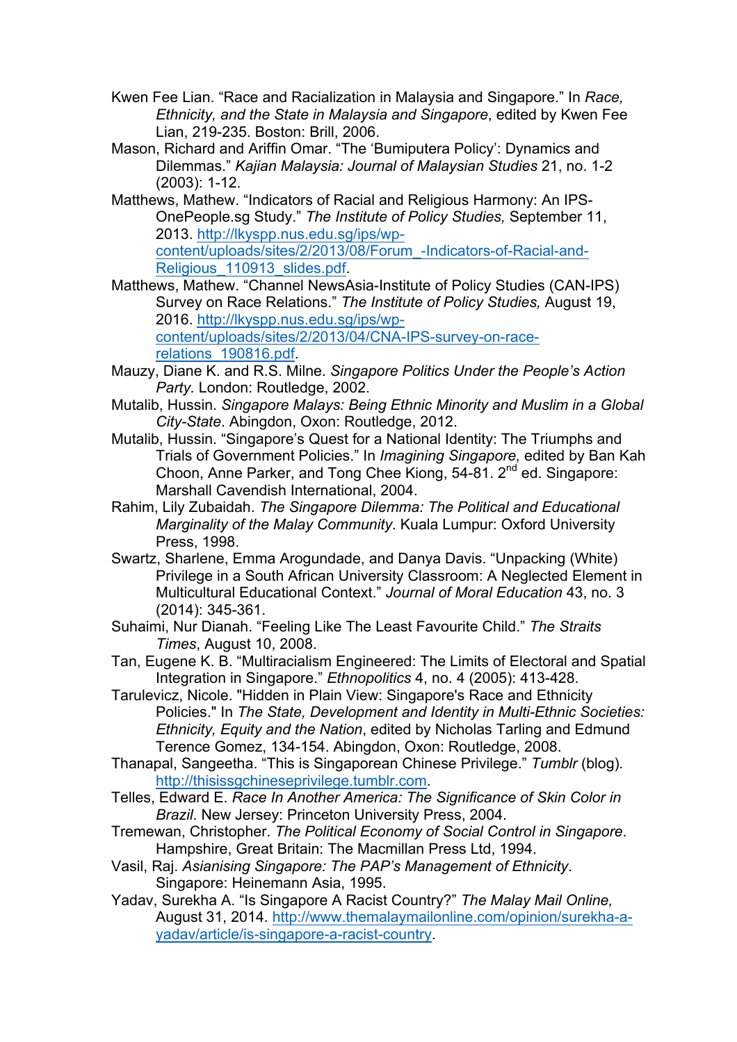Kwen Fee Lian. "Race and Racialization in Malaysia and Singapore." In *Race, Ethnicity, and the State in Malaysia and Singapore*, edited by Kwen Fee Lian, 219-235. Boston: Brill, 2006.

Mason, Richard and Ariffin Omar. "The 'Bumiputera Policy': Dynamics and Dilemmas." *Kajian Malaysia: Journal of Malaysian Studies* 21, no. 1-2 (2003): 1-12.

Matthews, Mathew. "Indicators of Racial and Religious Harmony: An IPS-OnePeople.sg Study." *The Institute of Policy Studies,* September 11, 2013. http://lkyspp.nus.edu.sg/ips/wp-content/uploads/sites/2/2013/08/Forum_-Indicators-of-Racial-and-Religious_110913_slides.pdf.

Matthews, Mathew. "Channel NewsAsia-Institute of Policy Studies (CAN-IPS) Survey on Race Relations." *The Institute of Policy Studies,* August 19, 2016. http://lkyspp.nus.edu.sg/ips/wp-content/uploads/sites/2/2013/04/CNA-IPS-survey-on-race-relations_190816.pdf.

Mauzy, Diane K. and R.S. Milne. *Singapore Politics Under the People's Action Party*. London: Routledge, 2002.

Mutalib, Hussin. *Singapore Malays: Being Ethnic Minority and Muslim in a Global City-State*. Abingdon, Oxon: Routledge, 2012.

Mutalib, Hussin. "Singapore's Quest for a National Identity: The Triumphs and Trials of Government Policies." In *Imagining Singapore,* edited by Ban Kah Choon, Anne Parker, and Tong Chee Kiong, 54-81. 2nd ed. Singapore: Marshall Cavendish International, 2004.

Rahim, Lily Zubaidah. *The Singapore Dilemma: The Political and Educational Marginality of the Malay Community*. Kuala Lumpur: Oxford University Press, 1998.

Swartz, Sharlene, Emma Arogundade, and Danya Davis. "Unpacking (White) Privilege in a South African University Classroom: A Neglected Element in Multicultural Educational Context." *Journal of Moral Education* 43, no. 3 (2014): 345-361.

Suhaimi, Nur Dianah. "Feeling Like The Least Favourite Child." *The Straits Times*, August 10, 2008.

Tan, Eugene K. B. "Multiracialism Engineered: The Limits of Electoral and Spatial Integration in Singapore." *Ethnopolitics* 4, no. 4 (2005): 413-428.

Tarulevicz, Nicole. "Hidden in Plain View: Singapore's Race and Ethnicity Policies." In *The State, Development and Identity in Multi-Ethnic Societies: Ethnicity, Equity and the Nation*, edited by Nicholas Tarling and Edmund Terence Gomez, 134-154. Abingdon, Oxon: Routledge, 2008.

Thanapal, Sangeetha. "This is Singaporean Chinese Privilege." *Tumblr* (blog). http://thisissgchineseprivilege.tumblr.com.

Telles, Edward E. *Race In Another America: The Significance of Skin Color in Brazil*. New Jersey: Princeton University Press, 2004.

Tremewan, Christopher. *The Political Economy of Social Control in Singapore*. Hampshire, Great Britain: The Macmillan Press Ltd, 1994.

Vasil, Raj. *Asianising Singapore: The PAP's Management of Ethnicity*. Singapore: Heinemann Asia, 1995.

Yadav, Surekha A. "Is Singapore A Racist Country?" *The Malay Mail Online,* August 31, 2014. http://www.themalaymailonline.com/opinion/surekha-a-yadav/article/is-singapore-a-racist-country.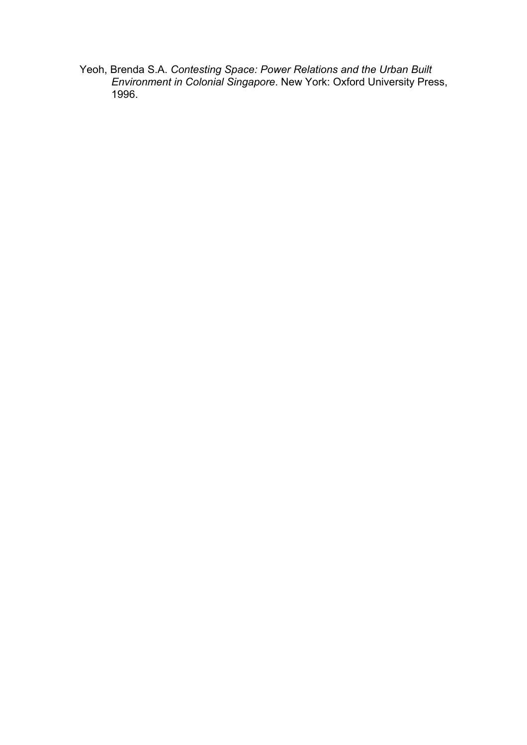Yeoh, Brenda S.A. *Contesting Space: Power Relations and the Urban Built Environment in Colonial Singapore*. New York: Oxford University Press, 1996.